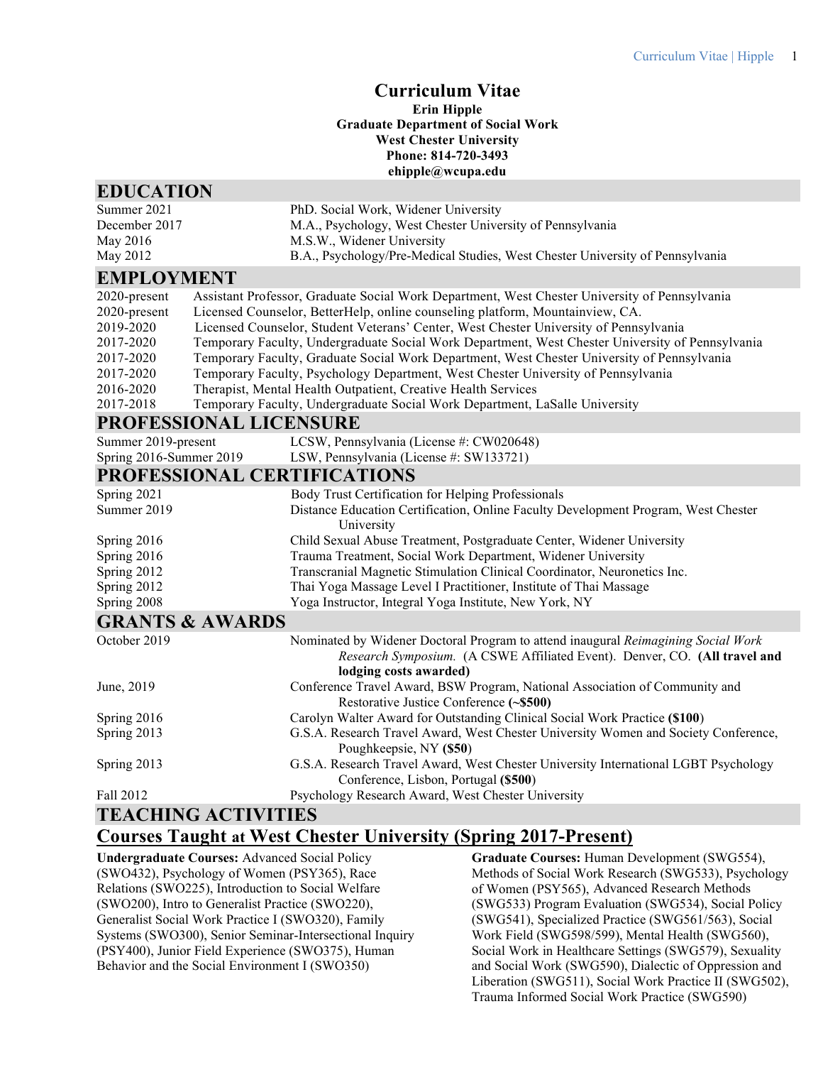# Curriculum Vitae

**Erin Hipple**
**Graduate Department of Social Work**
**West Chester University**
**Phone: 814-720-3493**
**ehipple@wcupa.edu**

## EDUCATION

| | |
|---|---|
| Summer 2021 | PhD. Social Work, Widener University |
| December 2017 | M.A., Psychology, West Chester University of Pennsylvania |
| May 2016 | M.S.W., Widener University |
| May 2012 | B.A., Psychology/Pre-Medical Studies, West Chester University of Pennsylvania |

## EMPLOYMENT

| | |
|---|---|
| 2020-present | Assistant Professor, Graduate Social Work Department, West Chester University of Pennsylvania |
| 2020-present | Licensed Counselor, BetterHelp, online counseling platform, Mountainview, CA. |
| 2019-2020 | Licensed Counselor, Student Veterans' Center, West Chester University of Pennsylvania |
| 2017-2020 | Temporary Faculty, Undergraduate Social Work Department, West Chester University of Pennsylvania |
| 2017-2020 | Temporary Faculty, Graduate Social Work Department, West Chester University of Pennsylvania |
| 2017-2020 | Temporary Faculty, Psychology Department, West Chester University of Pennsylvania |
| 2016-2020 | Therapist, Mental Health Outpatient, Creative Health Services |
| 2017-2018 | Temporary Faculty, Undergraduate Social Work Department, LaSalle University |

## PROFESSIONAL LICENSURE

| | |
|---|---|
| Summer 2019-present | LCSW, Pennsylvania (License #: CW020648) |
| Spring 2016-Summer 2019 | LSW, Pennsylvania (License #: SW133721) |

## PROFESSIONAL CERTIFICATIONS

| | |
|---|---|
| Spring 2021 | Body Trust Certification for Helping Professionals |
| Summer 2019 | Distance Education Certification, Online Faculty Development Program, West Chester University |
| Spring 2016 | Child Sexual Abuse Treatment, Postgraduate Center, Widener University |
| Spring 2016 | Trauma Treatment, Social Work Department, Widener University |
| Spring 2012 | Transcranial Magnetic Stimulation Clinical Coordinator, Neuronetics Inc. |
| Spring 2012 | Thai Yoga Massage Level I Practitioner, Institute of Thai Massage |
| Spring 2008 | Yoga Instructor, Integral Yoga Institute, New York, NY |

## GRANTS & AWARDS

| | |
|---|---|
| October 2019 | Nominated by Widener Doctoral Program to attend inaugural *Reimagining Social Work Research Symposium.* (A CSWE Affiliated Event). Denver, CO. **(All travel and lodging costs awarded)** |
| June, 2019 | Conference Travel Award, BSW Program, National Association of Community and Restorative Justice Conference **(~$500)** |
| Spring 2016 | Carolyn Walter Award for Outstanding Clinical Social Work Practice **($100**) |
| Spring 2013 | G.S.A. Research Travel Award, West Chester University Women and Society Conference, Poughkeepsie, NY **($50**) |
| Spring 2013 | G.S.A. Research Travel Award, West Chester University International LGBT Psychology Conference, Lisbon, Portugal **($500**) |
| Fall 2012 | Psychology Research Award, West Chester University |

## TEACHING ACTIVITIES

### Courses Taught at West Chester University (Spring 2017-Present)

**Undergraduate Courses:** Advanced Social Policy (SWO432), Psychology of Women (PSY365), Race Relations (SWO225), Introduction to Social Welfare (SWO200), Intro to Generalist Practice (SWO220), Generalist Social Work Practice I (SWO320), Family Systems (SWO300), Senior Seminar-Intersectional Inquiry (PSY400), Junior Field Experience (SWO375), Human Behavior and the Social Environment I (SWO350)

**Graduate Courses:** Human Development (SWG554), Methods of Social Work Research (SWG533), Psychology of Women (PSY565), Advanced Research Methods (SWG533) Program Evaluation (SWG534), Social Policy (SWG541), Specialized Practice (SWG561/563), Social Work Field (SWG598/599), Mental Health (SWG560), Social Work in Healthcare Settings (SWG579), Sexuality and Social Work (SWG590), Dialectic of Oppression and Liberation (SWG511), Social Work Practice II (SWG502), Trauma Informed Social Work Practice (SWG590)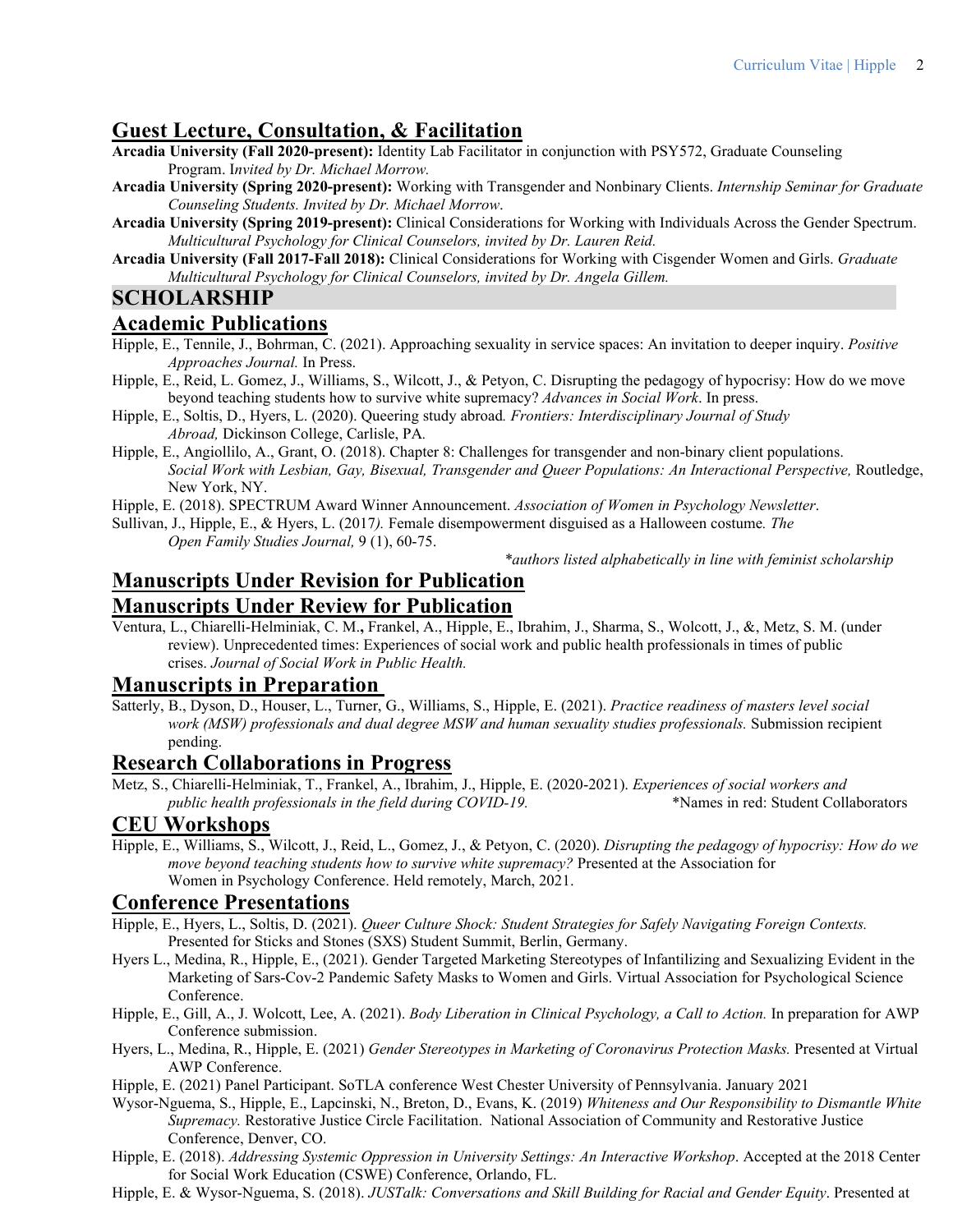## Guest Lecture, Consultation, & Facilitation

**Arcadia University (Fall 2020-present):** Identity Lab Facilitator in conjunction with PSY572, Graduate Counseling Program. I*nvited by Dr. Michael Morrow.*

**Arcadia University (Spring 2020-present):** Working with Transgender and Nonbinary Clients. *Internship Seminar for Graduate Counseling Students. Invited by Dr. Michael Morrow*.

**Arcadia University (Spring 2019-present):** Clinical Considerations for Working with Individuals Across the Gender Spectrum. *Multicultural Psychology for Clinical Counselors, invited by Dr. Lauren Reid.*

**Arcadia University (Fall 2017-Fall 2018):** Clinical Considerations for Working with Cisgender Women and Girls. *Graduate Multicultural Psychology for Clinical Counselors, invited by Dr. Angela Gillem.*

# SCHOLARSHIP

## Academic Publications

Hipple, E., Tennile, J., Bohrman, C. (2021). Approaching sexuality in service spaces: An invitation to deeper inquiry. *Positive Approaches Journal.* In Press.

Hipple, E., Reid, L. Gomez, J., Williams, S., Wilcott, J., & Petyon, C. Disrupting the pedagogy of hypocrisy: How do we move beyond teaching students how to survive white supremacy? *Advances in Social Work*. In press.

Hipple, E., Soltis, D., Hyers, L. (2020). Queering study abroad*. Frontiers: Interdisciplinary Journal of Study Abroad,* Dickinson College, Carlisle, PA.

Hipple, E., Angiollilo, A., Grant, O. (2018). Chapter 8: Challenges for transgender and non-binary client populations. *Social Work with Lesbian, Gay, Bisexual, Transgender and Queer Populations: An Interactional Perspective,* Routledge, New York, NY.

Hipple, E. (2018). SPECTRUM Award Winner Announcement. *Association of Women in Psychology Newsletter*.

Sullivan, J., Hipple, E., & Hyers, L. (2017*).* Female disempowerment disguised as a Halloween costume*. The Open Family Studies Journal,* 9 (1), 60-75.

*\*authors listed alphabetically in line with feminist scholarship*

## Manuscripts Under Revision for Publication

## Manuscripts Under Review for Publication

Ventura, L., Chiarelli-Helminiak, C. M.**,** Frankel, A., Hipple, E., Ibrahim, J., Sharma, S., Wolcott, J., &, Metz, S. M. (under review). Unprecedented times: Experiences of social work and public health professionals in times of public crises. *Journal of Social Work in Public Health.*

## Manuscripts in Preparation

Satterly, B., Dyson, D., Houser, L., Turner, G., Williams, S., Hipple, E. (2021). *Practice readiness of masters level social work (MSW) professionals and dual degree MSW and human sexuality studies professionals.* Submission recipient pending.

## Research Collaborations in Progress

Metz, S., Chiarelli-Helminiak, T., Frankel, A., Ibrahim, J., Hipple, E. (2020-2021). *Experiences of social workers and public health professionals in the field during COVID-19.* \*Names in red: Student Collaborators

## CEU Workshops

Hipple, E., Williams, S., Wilcott, J., Reid, L., Gomez, J., & Petyon, C. (2020). *Disrupting the pedagogy of hypocrisy: How do we move beyond teaching students how to survive white supremacy?* Presented at the Association for Women in Psychology Conference. Held remotely, March, 2021.

## Conference Presentations

Hipple, E., Hyers, L., Soltis, D. (2021). *Queer Culture Shock: Student Strategies for Safely Navigating Foreign Contexts.* Presented for Sticks and Stones (SXS) Student Summit, Berlin, Germany.

Hyers L., Medina, R., Hipple, E., (2021). Gender Targeted Marketing Stereotypes of Infantilizing and Sexualizing Evident in the Marketing of Sars-Cov-2 Pandemic Safety Masks to Women and Girls. Virtual Association for Psychological Science Conference.

Hipple, E., Gill, A., J. Wolcott, Lee, A. (2021). *Body Liberation in Clinical Psychology, a Call to Action.* In preparation for AWP Conference submission.

Hyers, L., Medina, R., Hipple, E. (2021) *Gender Stereotypes in Marketing of Coronavirus Protection Masks.* Presented at Virtual AWP Conference.

Hipple, E. (2021) Panel Participant. SoTLA conference West Chester University of Pennsylvania. January 2021

Wysor-Nguema, S., Hipple, E., Lapcinski, N., Breton, D., Evans, K. (2019) *Whiteness and Our Responsibility to Dismantle White Supremacy.* Restorative Justice Circle Facilitation. National Association of Community and Restorative Justice Conference, Denver, CO.

Hipple, E. (2018). *Addressing Systemic Oppression in University Settings: An Interactive Workshop*. Accepted at the 2018 Center for Social Work Education (CSWE) Conference, Orlando, FL.

Hipple, E. & Wysor-Nguema, S. (2018). *JUSTalk: Conversations and Skill Building for Racial and Gender Equity*. Presented at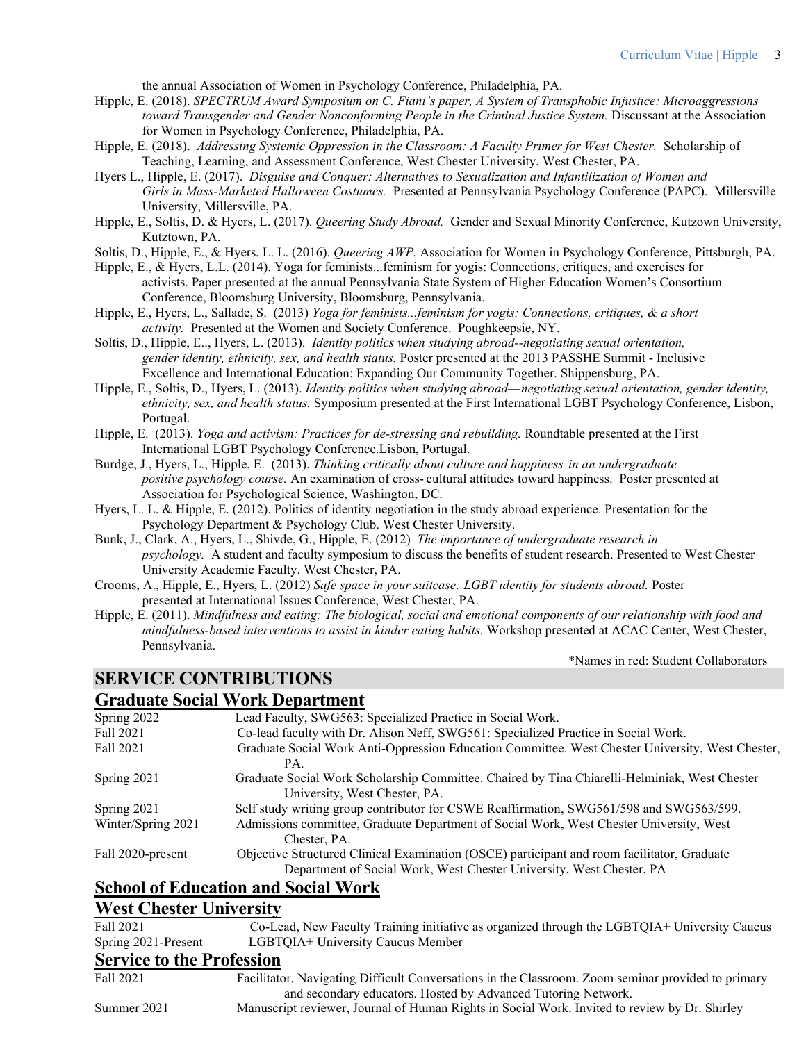the annual Association of Women in Psychology Conference, Philadelphia, PA.

Hipple, E. (2018). *SPECTRUM Award Symposium on C. Fiani's paper, A System of Transphobic Injustice: Microaggressions toward Transgender and Gender Nonconforming People in the Criminal Justice System.* Discussant at the Association for Women in Psychology Conference, Philadelphia, PA.

Hipple, E. (2018). *Addressing Systemic Oppression in the Classroom: A Faculty Primer for West Chester.* Scholarship of Teaching, Learning, and Assessment Conference, West Chester University, West Chester, PA.

Hyers L., Hipple, E. (2017). *Disguise and Conquer: Alternatives to Sexualization and Infantilization of Women and Girls in Mass-Marketed Halloween Costumes.* Presented at Pennsylvania Psychology Conference (PAPC). Millersville University, Millersville, PA.

Hipple, E., Soltis, D. & Hyers, L. (2017). *Queering Study Abroad.* Gender and Sexual Minority Conference, Kutzown University, Kutztown, PA.

Soltis, D., Hipple, E., & Hyers, L. L. (2016). *Queering AWP.* Association for Women in Psychology Conference, Pittsburgh, PA.

Hipple, E., & Hyers, L.L. (2014). Yoga for feminists...feminism for yogis: Connections, critiques, and exercises for activists. Paper presented at the annual Pennsylvania State System of Higher Education Women's Consortium Conference, Bloomsburg University, Bloomsburg, Pennsylvania.

Hipple, E., Hyers, L., Sallade, S. (2013) *Yoga for feminists...feminism for yogis: Connections, critiques, & a short activity.* Presented at the Women and Society Conference. Poughkeepsie, NY.

Soltis, D., Hipple, E.., Hyers, L. (2013). *Identity politics when studying abroad--negotiating sexual orientation, gender identity, ethnicity, sex, and health status.* Poster presented at the 2013 PASSHE Summit - Inclusive Excellence and International Education: Expanding Our Community Together. Shippensburg, PA.

Hipple, E., Soltis, D., Hyers, L. (2013). *Identity politics when studying abroad—negotiating sexual orientation, gender identity, ethnicity, sex, and health status.* Symposium presented at the First International LGBT Psychology Conference, Lisbon, Portugal.

Hipple, E. (2013). *Yoga and activism: Practices for de-stressing and rebuilding.* Roundtable presented at the First International LGBT Psychology Conference.Lisbon, Portugal.

Burdge, J., Hyers, L., Hipple, E. (2013). *Thinking critically about culture and happiness in an undergraduate positive psychology course.* An examination of cross- cultural attitudes toward happiness. Poster presented at Association for Psychological Science, Washington, DC.

Hyers, L. L. & Hipple, E. (2012). Politics of identity negotiation in the study abroad experience. Presentation for the Psychology Department & Psychology Club. West Chester University.

Bunk, J., Clark, A., Hyers, L., Shivde, G., Hipple, E. (2012) *The importance of undergraduate research in psychology.* A student and faculty symposium to discuss the benefits of student research. Presented to West Chester University Academic Faculty. West Chester, PA.

Crooms, A., Hipple, E., Hyers, L. (2012) *Safe space in your suitcase: LGBT identity for students abroad.* Poster presented at International Issues Conference, West Chester, PA.

Hipple, E. (2011). *Mindfulness and eating: The biological, social and emotional components of our relationship with food and mindfulness-based interventions to assist in kinder eating habits.* Workshop presented at ACAC Center, West Chester, Pennsylvania.

*Names in red: Student Collaborators

## SERVICE CONTRIBUTIONS

### Graduate Social Work Department

| | |
|---|---|
| Spring 2022 | Lead Faculty, SWG563: Specialized Practice in Social Work. |
| Fall 2021 | Co-lead faculty with Dr. Alison Neff, SWG561: Specialized Practice in Social Work. |
| Fall 2021 | Graduate Social Work Anti-Oppression Education Committee. West Chester University, West Chester, PA. |
| Spring 2021 | Graduate Social Work Scholarship Committee. Chaired by Tina Chiarelli-Helminiak, West Chester University, West Chester, PA. |
| Spring 2021 | Self study writing group contributor for CSWE Reaffirmation, SWG561/598 and SWG563/599. |
| Winter/Spring 2021 | Admissions committee, Graduate Department of Social Work, West Chester University, West Chester, PA. |
| Fall 2020-present | Objective Structured Clinical Examination (OSCE) participant and room facilitator, Graduate Department of Social Work, West Chester University, West Chester, PA |

### School of Education and Social Work

### West Chester University

| | |
|---|---|
| Fall 2021 | Co-Lead, New Faculty Training initiative as organized through the LGBTQIA+ University Caucus |
| Spring 2021-Present | LGBTQIA+ University Caucus Member |

### Service to the Profession

| | |
|---|---|
| Fall 2021 | Facilitator, Navigating Difficult Conversations in the Classroom. Zoom seminar provided to primary and secondary educators. Hosted by Advanced Tutoring Network. |
| Summer 2021 | Manuscript reviewer, Journal of Human Rights in Social Work. Invited to review by Dr. Shirley |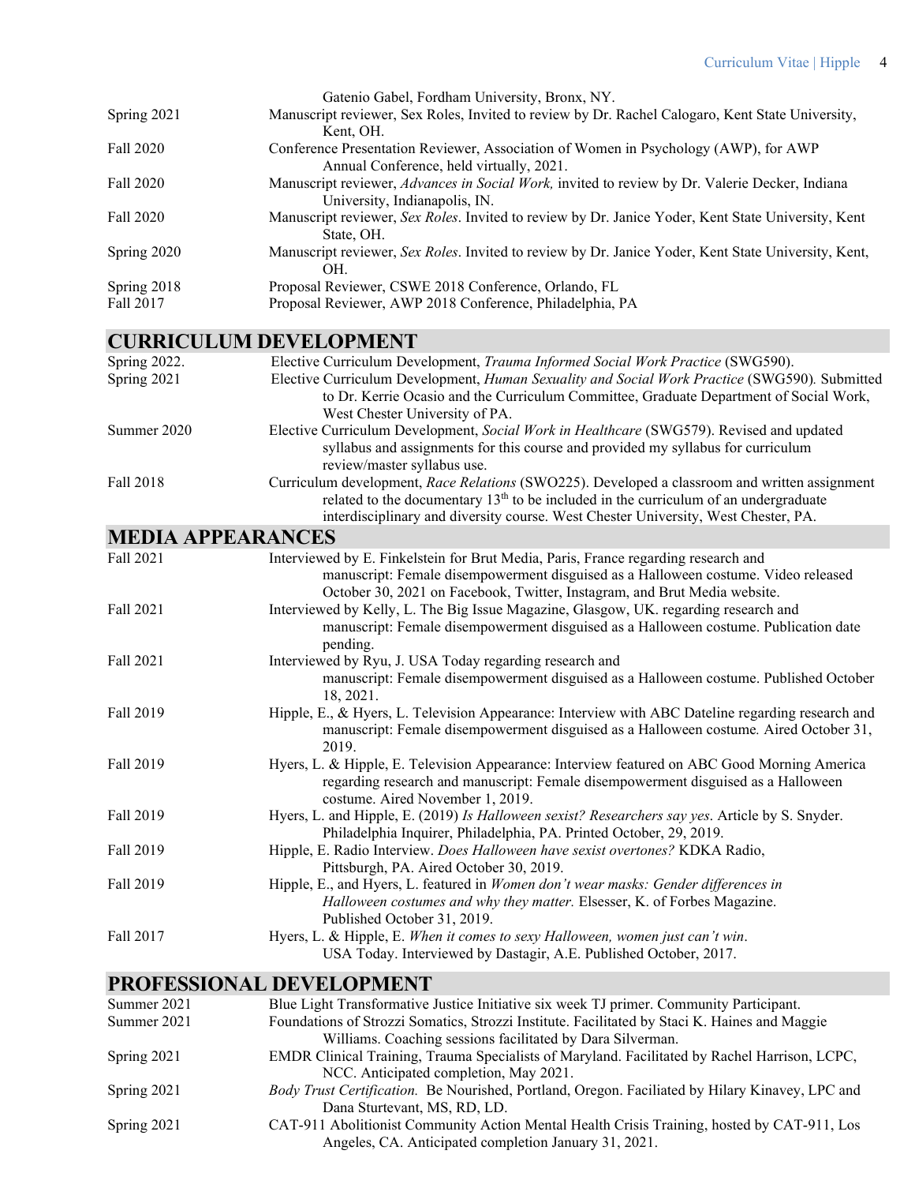Gatenio Gabel, Fordham University, Bronx, NY.

Spring 2021 — Manuscript reviewer, Sex Roles, Invited to review by Dr. Rachel Calogaro, Kent State University, Kent, OH.

Fall 2020 — Conference Presentation Reviewer, Association of Women in Psychology (AWP), for AWP Annual Conference, held virtually, 2021.

Fall 2020 — Manuscript reviewer, *Advances in Social Work,* invited to review by Dr. Valerie Decker, Indiana University, Indianapolis, IN.

Fall 2020 — Manuscript reviewer, *Sex Roles*. Invited to review by Dr. Janice Yoder, Kent State University, Kent State, OH.

Spring 2020 — Manuscript reviewer, *Sex Roles*. Invited to review by Dr. Janice Yoder, Kent State University, Kent, OH.

Spring 2018 — Proposal Reviewer, CSWE 2018 Conference, Orlando, FL

Fall 2017 — Proposal Reviewer, AWP 2018 Conference, Philadelphia, PA

## CURRICULUM DEVELOPMENT

Spring 2022. — Elective Curriculum Development, *Trauma Informed Social Work Practice* (SWG590).

Spring 2021 — Elective Curriculum Development, *Human Sexuality and Social Work Practice* (SWG590)*.* Submitted to Dr. Kerrie Ocasio and the Curriculum Committee, Graduate Department of Social Work, West Chester University of PA.

Summer 2020 — Elective Curriculum Development, *Social Work in Healthcare* (SWG579). Revised and updated syllabus and assignments for this course and provided my syllabus for curriculum review/master syllabus use.

Fall 2018 — Curriculum development, *Race Relations* (SWO225). Developed a classroom and written assignment related to the documentary 13[th] to be included in the curriculum of an undergraduate interdisciplinary and diversity course. West Chester University, West Chester, PA.

## MEDIA APPEARANCES

Fall 2021 — Interviewed by E. Finkelstein for Brut Media, Paris, France regarding research and manuscript: Female disempowerment disguised as a Halloween costume. Video released October 30, 2021 on Facebook, Twitter, Instagram, and Brut Media website.

Fall 2021 — Interviewed by Kelly, L. The Big Issue Magazine, Glasgow, UK. regarding research and manuscript: Female disempowerment disguised as a Halloween costume. Publication date pending.

Fall 2021 — Interviewed by Ryu, J. USA Today regarding research and manuscript: Female disempowerment disguised as a Halloween costume. Published October 18, 2021.

Fall 2019 — Hipple, E., & Hyers, L. Television Appearance: Interview with ABC Dateline regarding research and manuscript: Female disempowerment disguised as a Halloween costume*.* Aired October 31, 2019.

Fall 2019 — Hyers, L. & Hipple, E. Television Appearance: Interview featured on ABC Good Morning America regarding research and manuscript: Female disempowerment disguised as a Halloween costume. Aired November 1, 2019.

Fall 2019 — Hyers, L. and Hipple, E. (2019) *Is Halloween sexist? Researchers say yes*. Article by S. Snyder. Philadelphia Inquirer, Philadelphia, PA. Printed October, 29, 2019.

Fall 2019 — Hipple, E. Radio Interview. *Does Halloween have sexist overtones?* KDKA Radio, Pittsburgh, PA. Aired October 30, 2019.

Fall 2019 — Hipple, E., and Hyers, L. featured in *Women don't wear masks: Gender differences in Halloween costumes and why they matter.* Elsesser, K. of Forbes Magazine. Published October 31, 2019.

Fall 2017 — Hyers, L. & Hipple, E. *When it comes to sexy Halloween, women just can't win*. USA Today. Interviewed by Dastagir, A.E. Published October, 2017.

## PROFESSIONAL DEVELOPMENT

Summer 2021 — Blue Light Transformative Justice Initiative six week TJ primer. Community Participant.

Summer 2021 — Foundations of Strozzi Somatics, Strozzi Institute. Facilitated by Staci K. Haines and Maggie Williams. Coaching sessions facilitated by Dara Silverman.

Spring 2021 — EMDR Clinical Training, Trauma Specialists of Maryland. Facilitated by Rachel Harrison, LCPC, NCC. Anticipated completion, May 2021.

Spring 2021 — *Body Trust Certification.* Be Nourished, Portland, Oregon. Faciliated by Hilary Kinavey, LPC and Dana Sturtevant, MS, RD, LD.

Spring 2021 — CAT-911 Abolitionist Community Action Mental Health Crisis Training, hosted by CAT-911, Los Angeles, CA. Anticipated completion January 31, 2021.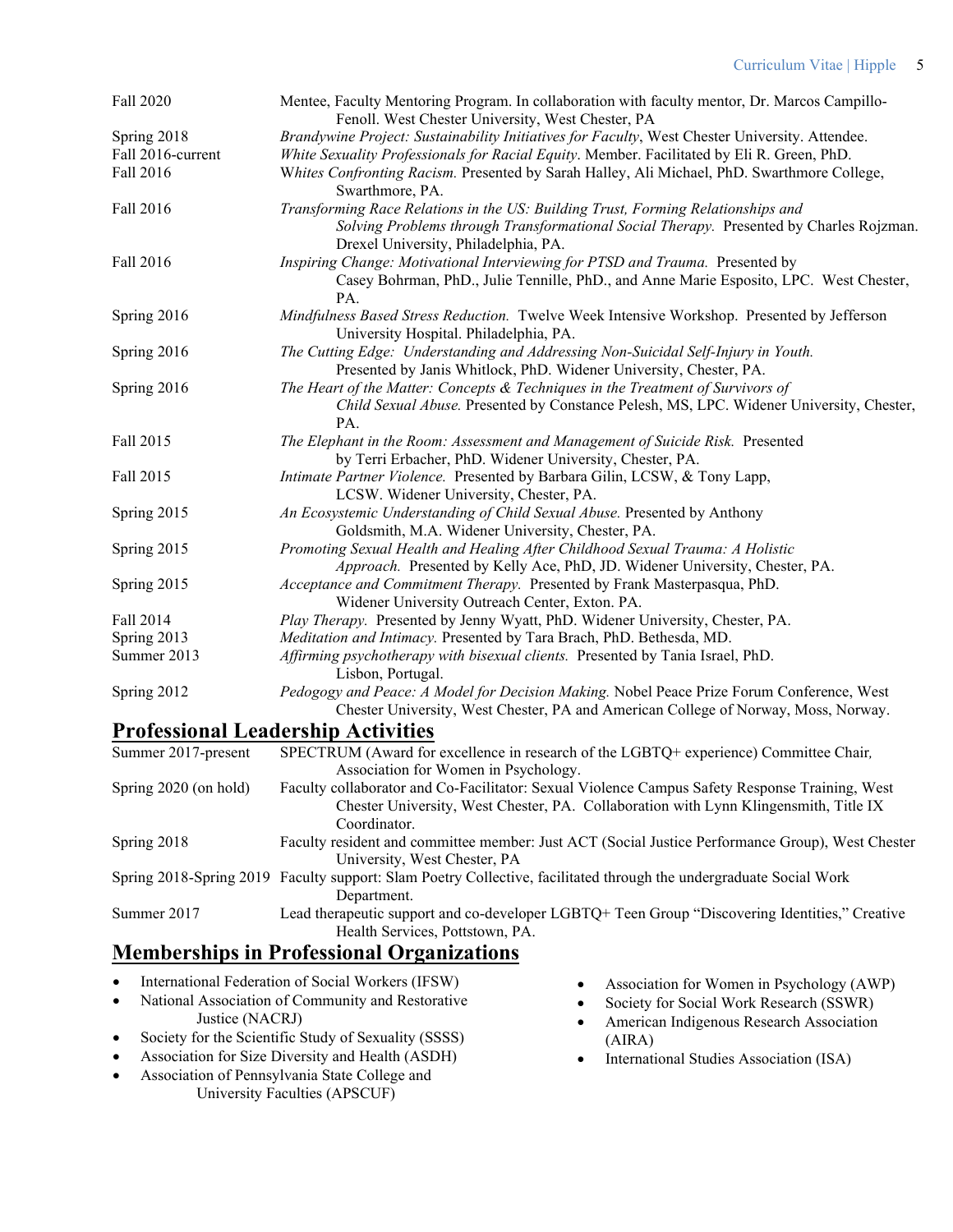| | |
|---|---|
| Fall 2020 | Mentee, Faculty Mentoring Program. In collaboration with faculty mentor, Dr. Marcos Campillo-Fenoll. West Chester University, West Chester, PA |
| Spring 2018 | *Brandywine Project: Sustainability Initiatives for Faculty*, West Chester University. Attendee. |
| Fall 2016-current | *White Sexuality Professionals for Racial Equity*. Member. Facilitated by Eli R. Green, PhD. |
| Fall 2016 | W*hites Confronting Racism.* Presented by Sarah Halley, Ali Michael, PhD. Swarthmore College, Swarthmore, PA. |
| Fall 2016 | *Transforming Race Relations in the US: Building Trust, Forming Relationships and Solving Problems through Transformational Social Therapy.* Presented by Charles Rojzman. Drexel University, Philadelphia, PA. |
| Fall 2016 | *Inspiring Change: Motivational Interviewing for PTSD and Trauma.* Presented by Casey Bohrman, PhD., Julie Tennille, PhD., and Anne Marie Esposito, LPC. West Chester, PA. |
| Spring 2016 | *Mindfulness Based Stress Reduction.* Twelve Week Intensive Workshop. Presented by Jefferson University Hospital. Philadelphia, PA. |
| Spring 2016 | *The Cutting Edge: Understanding and Addressing Non-Suicidal Self-Injury in Youth.* Presented by Janis Whitlock, PhD. Widener University, Chester, PA. |
| Spring 2016 | *The Heart of the Matter: Concepts & Techniques in the Treatment of Survivors of Child Sexual Abuse.* Presented by Constance Pelesh, MS, LPC. Widener University, Chester, PA. |
| Fall 2015 | *The Elephant in the Room: Assessment and Management of Suicide Risk.* Presented by Terri Erbacher, PhD. Widener University, Chester, PA. |
| Fall 2015 | *Intimate Partner Violence.* Presented by Barbara Gilin, LCSW, & Tony Lapp, LCSW. Widener University, Chester, PA. |
| Spring 2015 | *An Ecosystemic Understanding of Child Sexual Abuse.* Presented by Anthony Goldsmith, M.A. Widener University, Chester, PA. |
| Spring 2015 | *Promoting Sexual Health and Healing After Childhood Sexual Trauma: A Holistic Approach.* Presented by Kelly Ace, PhD, JD. Widener University, Chester, PA. |
| Spring 2015 | *Acceptance and Commitment Therapy.* Presented by Frank Masterpasqua, PhD. Widener University Outreach Center, Exton. PA. |
| Fall 2014 | *Play Therapy.* Presented by Jenny Wyatt, PhD. Widener University, Chester, PA. |
| Spring 2013 | *Meditation and Intimacy.* Presented by Tara Brach, PhD. Bethesda, MD. |
| Summer 2013 | *Affirming psychotherapy with bisexual clients.* Presented by Tania Israel, PhD. Lisbon, Portugal. |
| Spring 2012 | *Pedogogy and Peace: A Model for Decision Making.* Nobel Peace Prize Forum Conference, West Chester University, West Chester, PA and American College of Norway, Moss, Norway. |

## Professional Leadership Activities

| | |
|---|---|
| Summer 2017-present | SPECTRUM (Award for excellence in research of the LGBTQ+ experience) Committee Chair*,* Association for Women in Psychology. |
| Spring 2020 (on hold) | Faculty collaborator and Co-Facilitator: Sexual Violence Campus Safety Response Training, West Chester University, West Chester, PA. Collaboration with Lynn Klingensmith, Title IX Coordinator. |
| Spring 2018 | Faculty resident and committee member: Just ACT (Social Justice Performance Group), West Chester University, West Chester, PA |
| Spring 2018-Spring 2019 | Faculty support: Slam Poetry Collective, facilitated through the undergraduate Social Work Department. |
| Summer 2017 | Lead therapeutic support and co-developer LGBTQ+ Teen Group "Discovering Identities," Creative Health Services, Pottstown, PA. |

## Memberships in Professional Organizations

- International Federation of Social Workers (IFSW)
- National Association of Community and Restorative Justice (NACRJ)
- Society for the Scientific Study of Sexuality (SSSS)
- Association for Size Diversity and Health (ASDH)
- Association of Pennsylvania State College and University Faculties (APSCUF)
- Association for Women in Psychology (AWP)
- Society for Social Work Research (SSWR)
- American Indigenous Research Association (AIRA)
- International Studies Association (ISA)